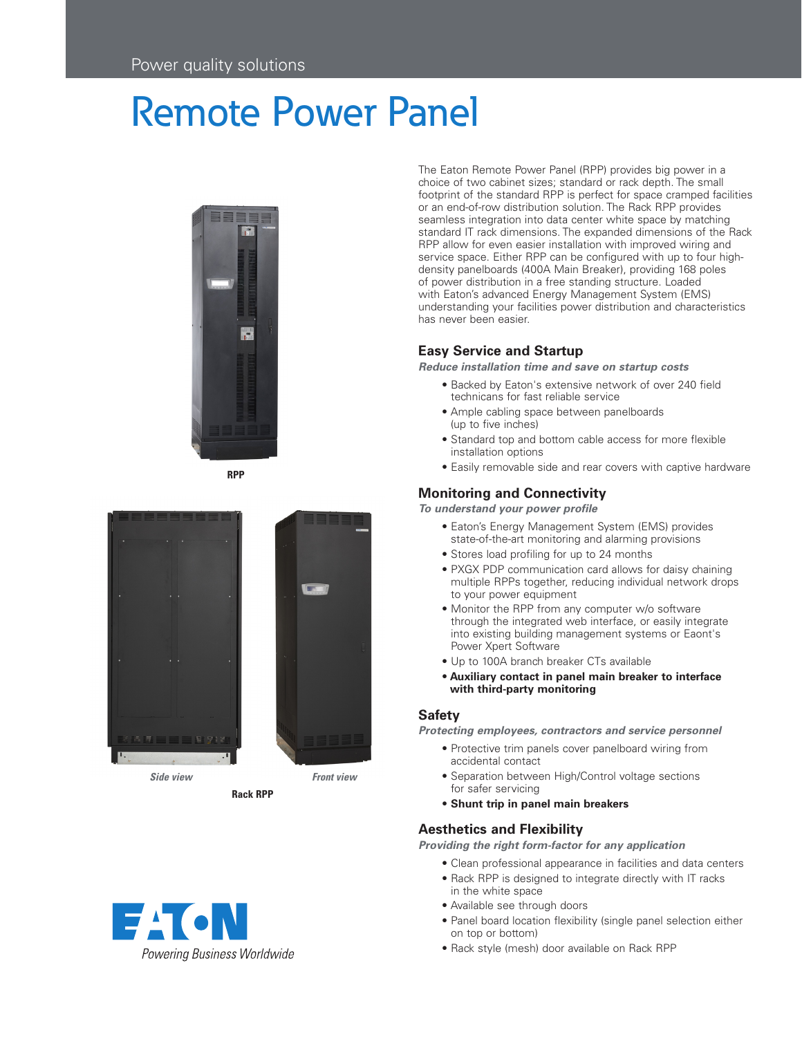Power quality solutions

# Remote Power Panel

RPP

Side view

Front view

Rack RPP

Powering Business Worldwide

The Eaton Remote Power Panel (RPP) provides big power in a choice of two cabinet sizes; standard or rack depth. The small footprint of the standard RPP is perfect for space cramped facilities or an end-of-row distribution solution. The Rack RPP provides seamless integration into data center white space by matching standard IT rack dimensions. The expanded dimensions of the Rack RPP allow for even easier installation with improved wiring and service space. Either RPP can be configured with up to four high-density panelboards (400A Main Breaker), providing 168 poles of power distribution in a free standing structure. Loaded with Eaton's advanced Energy Management System (EMS) understanding your facilities power distribution and characteristics has never been easier.

## Easy Service and Startup

***Reduce installation time and save on startup costs***

- Backed by Eaton's extensive network of over 240 field technicans for fast reliable service
- Ample cabling space between panelboards (up to five inches)
- Standard top and bottom cable access for more flexible installation options
- Easily removable side and rear covers with captive hardware

## Monitoring and Connectivity

***To understand your power profile***

- Eaton's Energy Management System (EMS) provides state-of-the-art monitoring and alarming provisions
- Stores load profiling for up to 24 months
- PXGX PDP communication card allows for daisy chaining multiple RPPs together, reducing individual network drops to your power equipment
- Monitor the RPP from any computer w/o software through the integrated web interface, or easily integrate into existing building management systems or Eaont's Power Xpert Software
- Up to 100A branch breaker CTs available
- **Auxiliary contact in panel main breaker to interface with third-party monitoring**

## Safety

***Protecting employees, contractors and service personnel***

- Protective trim panels cover panelboard wiring from accidental contact
- Separation between High/Control voltage sections for safer servicing
- **Shunt trip in panel main breakers**

## Aesthetics and Flexibility

***Providing the right form-factor for any application***

- Clean professional appearance in facilities and data centers
- Rack RPP is designed to integrate directly with IT racks in the white space
- Available see through doors
- Panel board location flexibility (single panel selection either on top or bottom)
- Rack style (mesh) door available on Rack RPP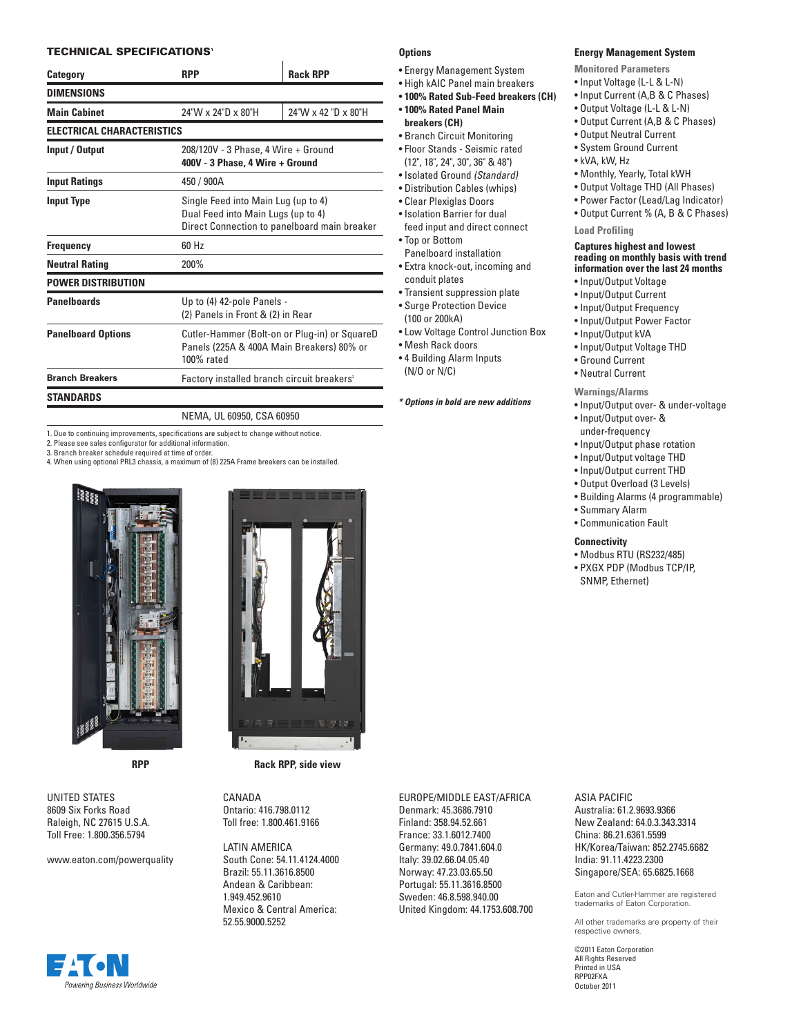### TECHNICAL SPECIFICATIONS[1]

| Category | RPP | Rack RPP |
|---|---|---|
| **DIMENSIONS** | | |
| **Main Cabinet** | 24"W x 24"D x 80"H | 24"W x 42 "D x 80"H |
| **ELECTRICAL CHARACTERISTICS** | | |
| **Input / Output** | 208/120V - 3 Phase, 4 Wire + Ground<br>**400V - 3 Phase, 4 Wire + Ground** | |
| **Input Ratings** | 450 / 900A | |
| **Input Type** | Single Feed into Main Lug (up to 4)<br>Dual Feed into Main Lugs (up to 4)<br>Direct Connection to panelboard main breaker | |
| **Frequency** | 60 Hz | |
| **Neutral Rating** | 200% | |
| **POWER DISTRIBUTION** | | |
| **Panelboards** | Up to (4) 42-pole Panels -<br>(2) Panels in Front & (2) in Rear | |
| **Panelboard Options** | Cutler-Hammer (Bolt-on or Plug-in) or SquareD Panels (225A & 400A Main Breakers) 80% or 100% rated | |
| **Branch Breakers** | Factory installed branch circuit breakers[2] | |
| **STANDARDS** | | |
| | NEMA, UL 60950, CSA 60950 | |

1. Due to continuing improvements, specifications are subject to change without notice.
2. Please see sales configurator for additional information.
3. Branch breaker schedule required at time of order.
4. When using optional PRL3 chassis, a maximum of (8) 225A Frame breakers can be installed.

RPP

Rack RPP, side view

### Options

- Energy Management System
- High kAIC Panel main breakers
- **100% Rated Sub-Feed breakers (CH)**
- **100% Rated Panel Main breakers (CH)**
- Branch Circuit Monitoring
- Floor Stands - Seismic rated (12", 18", 24", 30", 36" & 48")
- Isolated Ground *(Standard)*
- Distribution Cables (whips)
- Clear Plexiglas Doors
- Isolation Barrier for dual feed input and direct connect
- Top or Bottom Panelboard installation
- Extra knock-out, incoming and conduit plates
- Transient suppression plate
- Surge Protection Device (100 or 200kA)
- Low Voltage Control Junction Box
- Mesh Rack doors
- 4 Building Alarm Inputs (N/O or N/C)

***\* Options in bold are new additions***

### Energy Management System

**Monitored Parameters**

- Input Voltage (L-L & L-N)
- Input Current (A,B & C Phases)
- Output Voltage (L-L & L-N)
- Output Current (A,B & C Phases)
- Output Neutral Current
- System Ground Current
- kVA, kW, Hz
- Monthly, Yearly, Total kWH
- Output Voltage THD (All Phases)
- Power Factor (Lead/Lag Indicator)
- Output Current % (A, B & C Phases)

**Load Profiling**

**Captures highest and lowest reading on monthly basis with trend information over the last 24 months**

- Input/Output Voltage
- Input/Output Current
- Input/Output Frequency
- Input/Output Power Factor
- Input/Output kVA
- Input/Output Voltage THD
- Ground Current
- Neutral Current

**Warnings/Alarms**

- Input/Output over- & under-voltage
- Input/Output over- & under-frequency
- Input/Output phase rotation
- Input/Output voltage THD
- Input/Output current THD
- Output Overload (3 Levels)
- Building Alarms (4 programmable)
- Summary Alarm
- Communication Fault

**Connectivity**

- Modbus RTU (RS232/485)
- PXGX PDP (Modbus TCP/IP, SNMP, Ethernet)

UNITED STATES
8609 Six Forks Road
Raleigh, NC 27615 U.S.A.
Toll Free: 1.800.356.5794

www.eaton.com/powerquality

CANADA
Ontario: 416.798.0112
Toll free: 1.800.461.9166

LATIN AMERICA
South Cone: 54.11.4124.4000
Brazil: 55.11.3616.8500
Andean & Caribbean: 1.949.452.9610
Mexico & Central America: 52.55.9000.5252

EUROPE/MIDDLE EAST/AFRICA
Denmark: 45.3686.7910
Finland: 358.94.52.661
France: 33.1.6012.7400
Germany: 49.0.7841.604.0
Italy: 39.02.66.04.05.40
Norway: 47.23.03.65.50
Portugal: 55.11.3616.8500
Sweden: 46.8.598.940.00
United Kingdom: 44.1753.608.700

ASIA PACIFIC
Australia: 61.2.9693.9366
New Zealand: 64.0.3.343.3314
China: 86.21.6361.5599
HK/Korea/Taiwan: 852.2745.6682
India: 91.11.4223.2300
Singapore/SEA: 65.6825.1668

Eaton and Cutler-Hammer are registered trademarks of Eaton Corporation.

All other trademarks are property of their respective owners.

©2011 Eaton Corporation
All Rights Reserved
Printed in USA
RPP02FXA
October 2011

EATON
Powering Business Worldwide